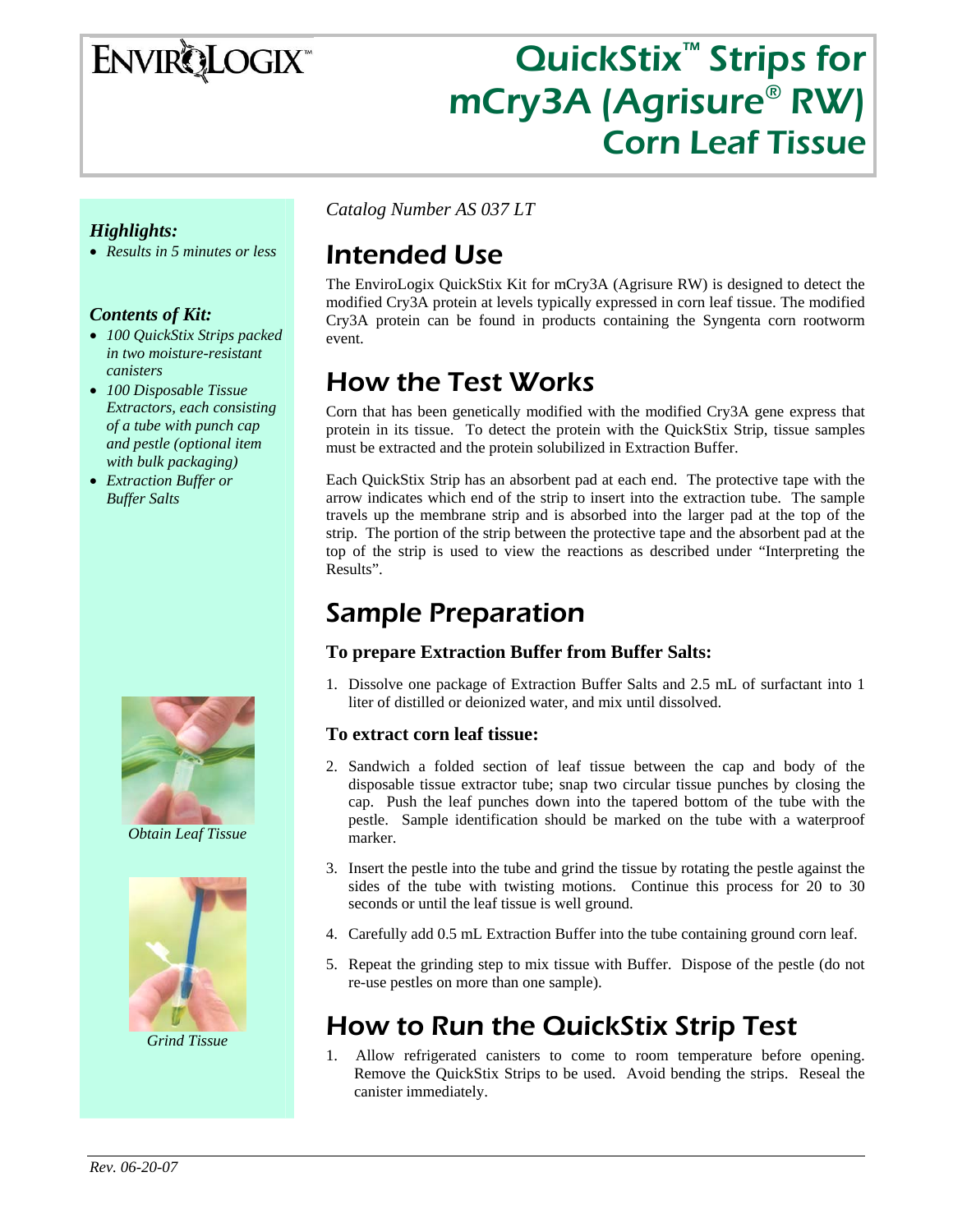# QuickStix™ Strips for mCry3A (Agrisure® RW) Corn Leaf Tissue

*Catalog Number AS 037 LT*

***Highlights:***

- *Results in 5 minutes or less*

***Contents of Kit:***

- *100 QuickStix Strips packed in two moisture-resistant canisters*
- *100 Disposable Tissue Extractors, each consisting of a tube with punch cap and pestle (optional item with bulk packaging)*
- *Extraction Buffer or Buffer Salts*

## Intended Use

The EnviroLogix QuickStix Kit for mCry3A (Agrisure RW) is designed to detect the modified Cry3A protein at levels typically expressed in corn leaf tissue. The modified Cry3A protein can be found in products containing the Syngenta corn rootworm event.

## How the Test Works

Corn that has been genetically modified with the modified Cry3A gene express that protein in its tissue. To detect the protein with the QuickStix Strip, tissue samples must be extracted and the protein solubilized in Extraction Buffer.

Each QuickStix Strip has an absorbent pad at each end. The protective tape with the arrow indicates which end of the strip to insert into the extraction tube. The sample travels up the membrane strip and is absorbed into the larger pad at the top of the strip. The portion of the strip between the protective tape and the absorbent pad at the top of the strip is used to view the reactions as described under "Interpreting the Results".

## Sample Preparation

### To prepare Extraction Buffer from Buffer Salts:

1. Dissolve one package of Extraction Buffer Salts and 2.5 mL of surfactant into 1 liter of distilled or deionized water, and mix until dissolved.

### To extract corn leaf tissue:

2. Sandwich a folded section of leaf tissue between the cap and body of the disposable tissue extractor tube; snap two circular tissue punches by closing the cap. Push the leaf punches down into the tapered bottom of the tube with the pestle. Sample identification should be marked on the tube with a waterproof marker.
3. Insert the pestle into the tube and grind the tissue by rotating the pestle against the sides of the tube with twisting motions. Continue this process for 20 to 30 seconds or until the leaf tissue is well ground.
4. Carefully add 0.5 mL Extraction Buffer into the tube containing ground corn leaf.
5. Repeat the grinding step to mix tissue with Buffer. Dispose of the pestle (do not re-use pestles on more than one sample).

*Obtain Leaf Tissue*

*Grind Tissue*

## How to Run the QuickStix Strip Test

1. Allow refrigerated canisters to come to room temperature before opening. Remove the QuickStix Strips to be used. Avoid bending the strips. Reseal the canister immediately.

*Rev. 06-20-07*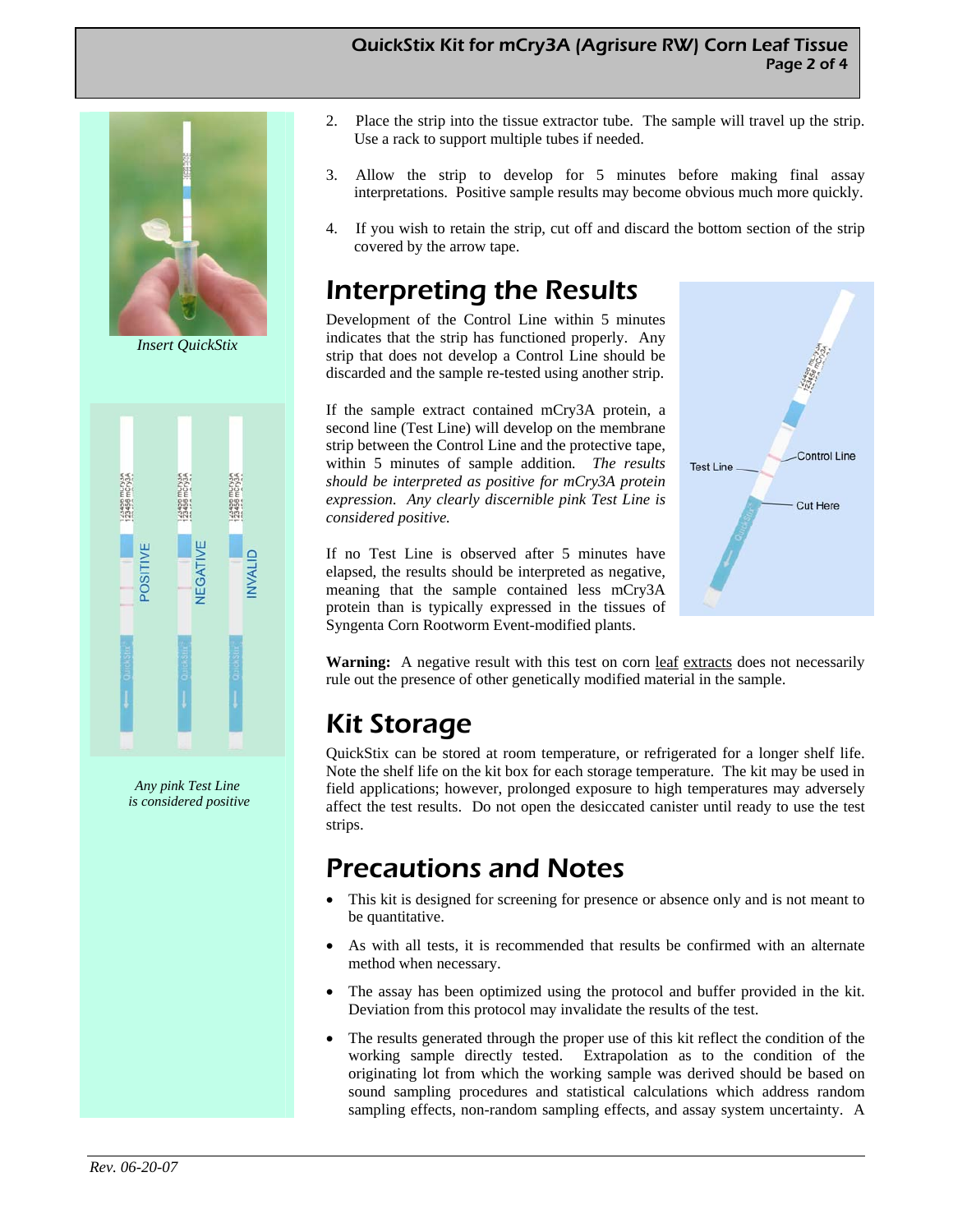2. Place the strip into the tissue extractor tube. The sample will travel up the strip. Use a rack to support multiple tubes if needed.

3. Allow the strip to develop for 5 minutes before making final assay interpretations. Positive sample results may become obvious much more quickly.

4. If you wish to retain the strip, cut off and discard the bottom section of the strip covered by the arrow tape.

*Insert QuickStix*

## Interpreting the Results

Development of the Control Line within 5 minutes indicates that the strip has functioned properly. Any strip that does not develop a Control Line should be discarded and the sample re-tested using another strip.

If the sample extract contained mCry3A protein, a second line (Test Line) will develop on the membrane strip between the Control Line and the protective tape, within 5 minutes of sample addition. *The results should be interpreted as positive for mCry3A protein expression. Any clearly discernible pink Test Line is considered positive.*

If no Test Line is observed after 5 minutes have elapsed, the results should be interpreted as negative, meaning that the sample contained less mCry3A protein than is typically expressed in the tissues of Syngenta Corn Rootworm Event-modified plants.

*Any pink Test Line is considered positive*

**Warning:** A negative result with this test on corn leaf extracts does not necessarily rule out the presence of other genetically modified material in the sample.

## Kit Storage

QuickStix can be stored at room temperature, or refrigerated for a longer shelf life. Note the shelf life on the kit box for each storage temperature. The kit may be used in field applications; however, prolonged exposure to high temperatures may adversely affect the test results. Do not open the desiccated canister until ready to use the test strips.

## Precautions and Notes

- This kit is designed for screening for presence or absence only and is not meant to be quantitative.
- As with all tests, it is recommended that results be confirmed with an alternate method when necessary.
- The assay has been optimized using the protocol and buffer provided in the kit. Deviation from this protocol may invalidate the results of the test.
- The results generated through the proper use of this kit reflect the condition of the working sample directly tested. Extrapolation as to the condition of the originating lot from which the working sample was derived should be based on sound sampling procedures and statistical calculations which address random sampling effects, non-random sampling effects, and assay system uncertainty. A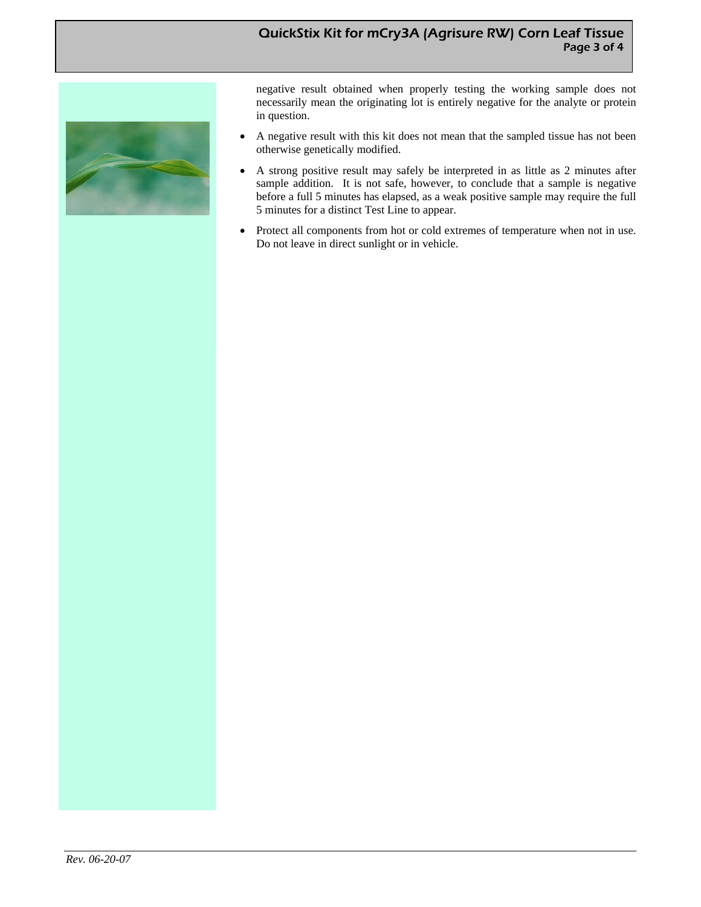negative result obtained when properly testing the working sample does not necessarily mean the originating lot is entirely negative for the analyte or protein in question.

- A negative result with this kit does not mean that the sampled tissue has not been otherwise genetically modified.
- A strong positive result may safely be interpreted in as little as 2 minutes after sample addition. It is not safe, however, to conclude that a sample is negative before a full 5 minutes has elapsed, as a weak positive sample may require the full 5 minutes for a distinct Test Line to appear.
- Protect all components from hot or cold extremes of temperature when not in use. Do not leave in direct sunlight or in vehicle.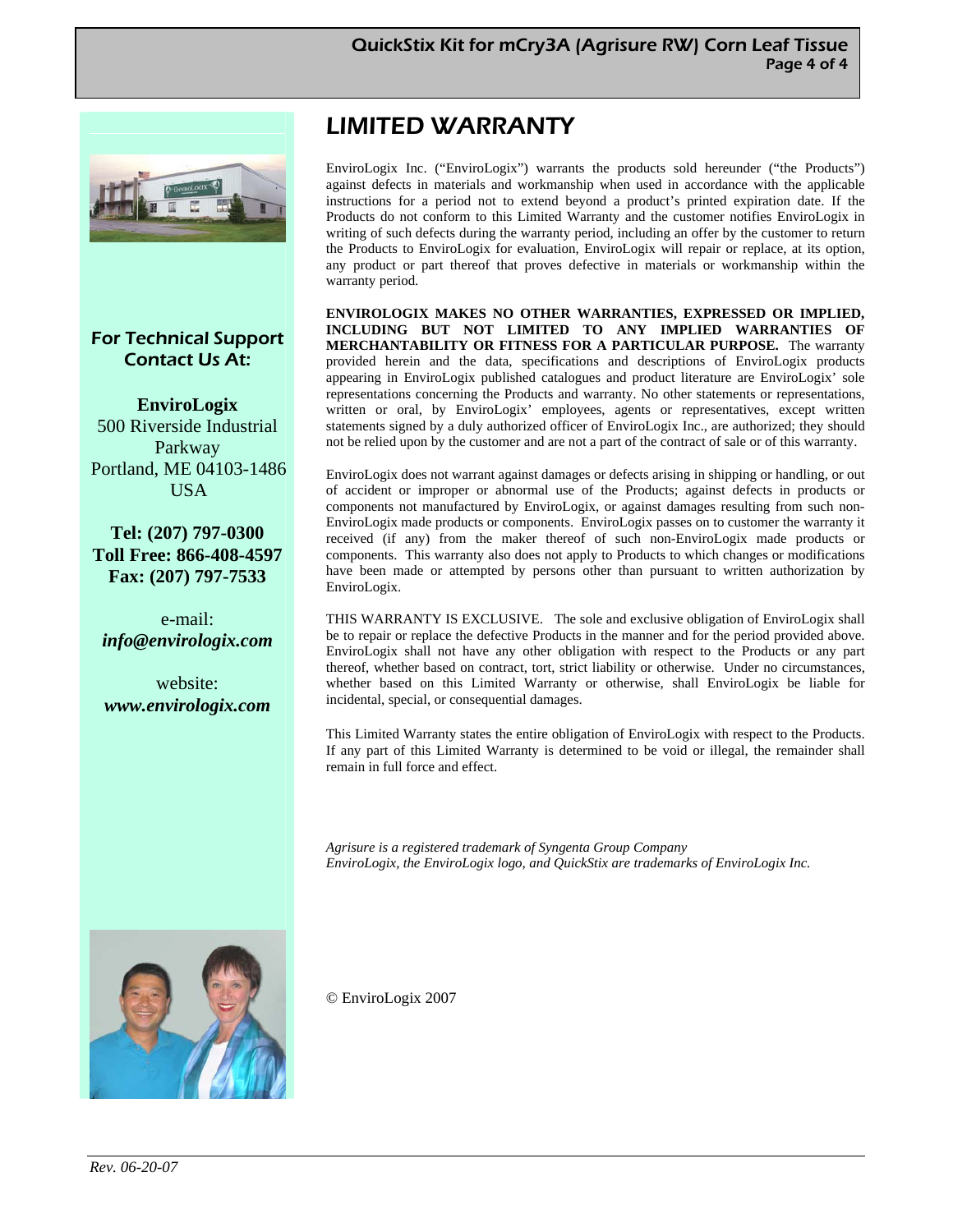## For Technical Support Contact Us At:

**EnviroLogix**
500 Riverside Industrial Parkway
Portland, ME 04103-1486
USA

**Tel: (207) 797-0300**
**Toll Free: 866-408-4597**
**Fax: (207) 797-7533**

e-mail:
***info@envirologix.com***

website:
***www.envirologix.com***

# LIMITED WARRANTY

EnviroLogix Inc. ("EnviroLogix") warrants the products sold hereunder ("the Products") against defects in materials and workmanship when used in accordance with the applicable instructions for a period not to extend beyond a product's printed expiration date. If the Products do not conform to this Limited Warranty and the customer notifies EnviroLogix in writing of such defects during the warranty period, including an offer by the customer to return the Products to EnviroLogix for evaluation, EnviroLogix will repair or replace, at its option, any product or part thereof that proves defective in materials or workmanship within the warranty period.

**ENVIROLOGIX MAKES NO OTHER WARRANTIES, EXPRESSED OR IMPLIED, INCLUDING BUT NOT LIMITED TO ANY IMPLIED WARRANTIES OF MERCHANTABILITY OR FITNESS FOR A PARTICULAR PURPOSE.** The warranty provided herein and the data, specifications and descriptions of EnviroLogix products appearing in EnviroLogix published catalogues and product literature are EnviroLogix' sole representations concerning the Products and warranty. No other statements or representations, written or oral, by EnviroLogix' employees, agents or representatives, except written statements signed by a duly authorized officer of EnviroLogix Inc., are authorized; they should not be relied upon by the customer and are not a part of the contract of sale or of this warranty.

EnviroLogix does not warrant against damages or defects arising in shipping or handling, or out of accident or improper or abnormal use of the Products; against defects in products or components not manufactured by EnviroLogix, or against damages resulting from such non-EnviroLogix made products or components. EnviroLogix passes on to customer the warranty it received (if any) from the maker thereof of such non-EnviroLogix made products or components. This warranty also does not apply to Products to which changes or modifications have been made or attempted by persons other than pursuant to written authorization by EnviroLogix.

THIS WARRANTY IS EXCLUSIVE. The sole and exclusive obligation of EnviroLogix shall be to repair or replace the defective Products in the manner and for the period provided above. EnviroLogix shall not have any other obligation with respect to the Products or any part thereof, whether based on contract, tort, strict liability or otherwise. Under no circumstances, whether based on this Limited Warranty or otherwise, shall EnviroLogix be liable for incidental, special, or consequential damages.

This Limited Warranty states the entire obligation of EnviroLogix with respect to the Products. If any part of this Limited Warranty is determined to be void or illegal, the remainder shall remain in full force and effect.

*Agrisure is a registered trademark of Syngenta Group Company*
*EnviroLogix, the EnviroLogix logo, and QuickStix are trademarks of EnviroLogix Inc.*

© EnviroLogix 2007

*Rev. 06-20-07*